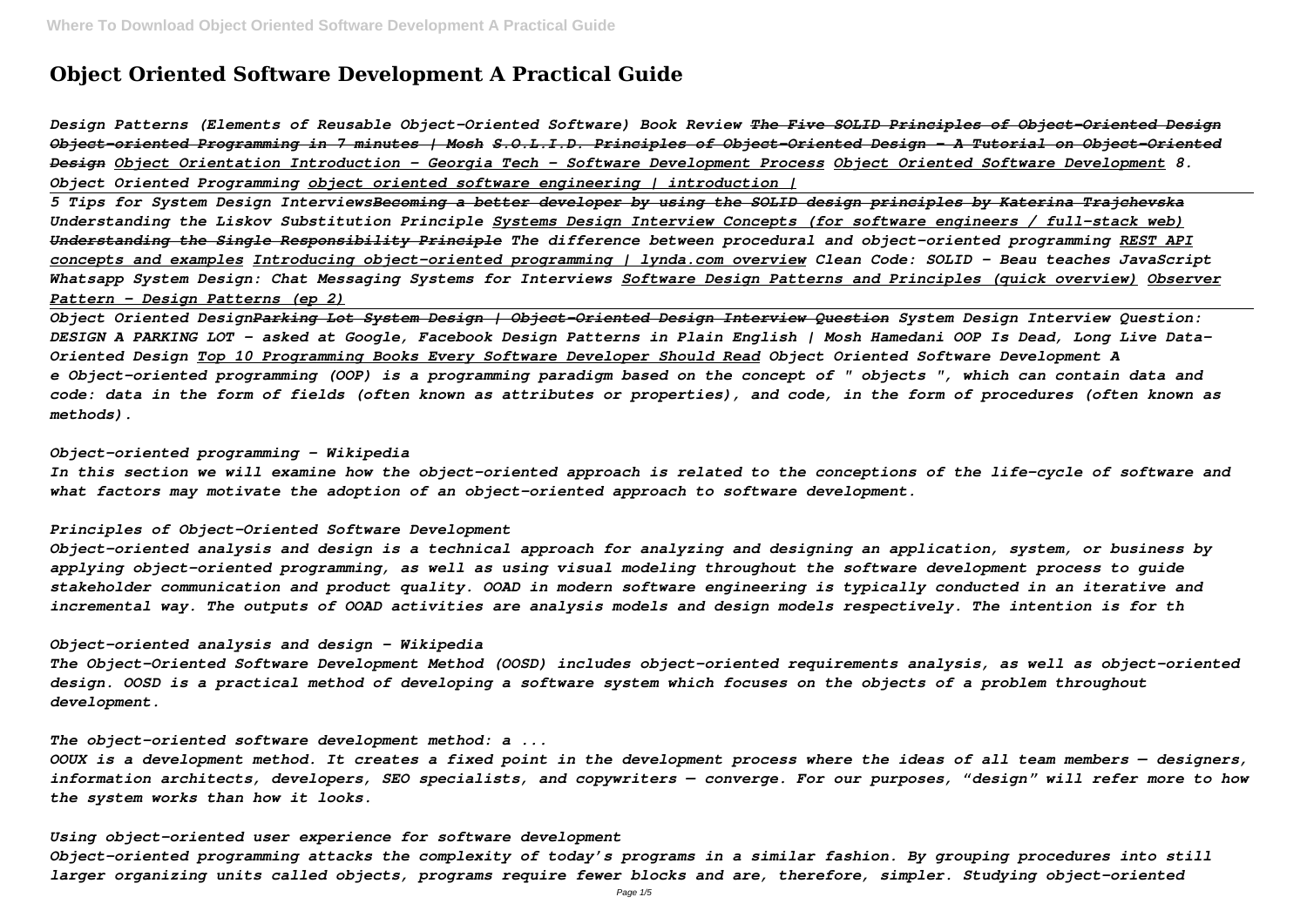# Object Oriented Software Development A Practical Guide

*Design Patterns (Elements of Reusable Object-Oriented Software) Book Review ~~The Five SOLID Principles of Object-Oriented Design~~ ~~Object-oriented Programming in 7 minutes | Mosh~~ ~~S.O.L.I.D. Principles of Object-Oriented Design - A Tutorial on Object-Oriented Design~~ Object Orientation Introduction - Georgia Tech - Software Development Process Object Oriented Software Development 8. Object Oriented Programming object oriented software engineering | introduction |*

*5 Tips for System Design Interviews~~Becoming a better developer by using the SOLID design principles by Katerina Trajchevska~~ Understanding the Liskov Substitution Principle Systems Design Interview Concepts (for software engineers / full-stack web) ~~Understanding the Single Responsibility Principle~~ The difference between procedural and object-oriented programming REST API concepts and examples Introducing object-oriented programming | lynda.com overview Clean Code: SOLID - Beau teaches JavaScript Whatsapp System Design: Chat Messaging Systems for Interviews Software Design Patterns and Principles (quick overview) Observer Pattern – Design Patterns (ep 2)*

*Object Oriented Design~~Parking Lot System Design | Object-Oriented Design Interview Question~~ System Design Interview Question: DESIGN A PARKING LOT - asked at Google, Facebook Design Patterns in Plain English | Mosh Hamedani OOP Is Dead, Long Live Data-Oriented Design Top 10 Programming Books Every Software Developer Should Read Object Oriented Software Development A*

*e Object-oriented programming (OOP) is a programming paradigm based on the concept of " objects ", which can contain data and code: data in the form of fields (often known as attributes or properties), and code, in the form of procedures (often known as methods).*

*Object-oriented programming - Wikipedia*

*In this section we will examine how the object-oriented approach is related to the conceptions of the life-cycle of software and what factors may motivate the adoption of an object-oriented approach to software development.*

*Principles of Object-Oriented Software Development*

*Object-oriented analysis and design is a technical approach for analyzing and designing an application, system, or business by applying object-oriented programming, as well as using visual modeling throughout the software development process to guide stakeholder communication and product quality. OOAD in modern software engineering is typically conducted in an iterative and incremental way. The outputs of OOAD activities are analysis models and design models respectively. The intention is for th*

*Object-oriented analysis and design - Wikipedia*

*The Object-Oriented Software Development Method (OOSD) includes object-oriented requirements analysis, as well as object-oriented design. OOSD is a practical method of developing a software system which focuses on the objects of a problem throughout development.*

*The object-oriented software development method: a ...*

*OOUX is a development method. It creates a fixed point in the development process where the ideas of all team members — designers, information architects, developers, SEO specialists, and copywriters — converge. For our purposes, "design" will refer more to how the system works than how it looks.*

*Using object-oriented user experience for software development*

*Object-oriented programming attacks the complexity of today's programs in a similar fashion. By grouping procedures into still larger organizing units called objects, programs require fewer blocks and are, therefore, simpler. Studying object-oriented*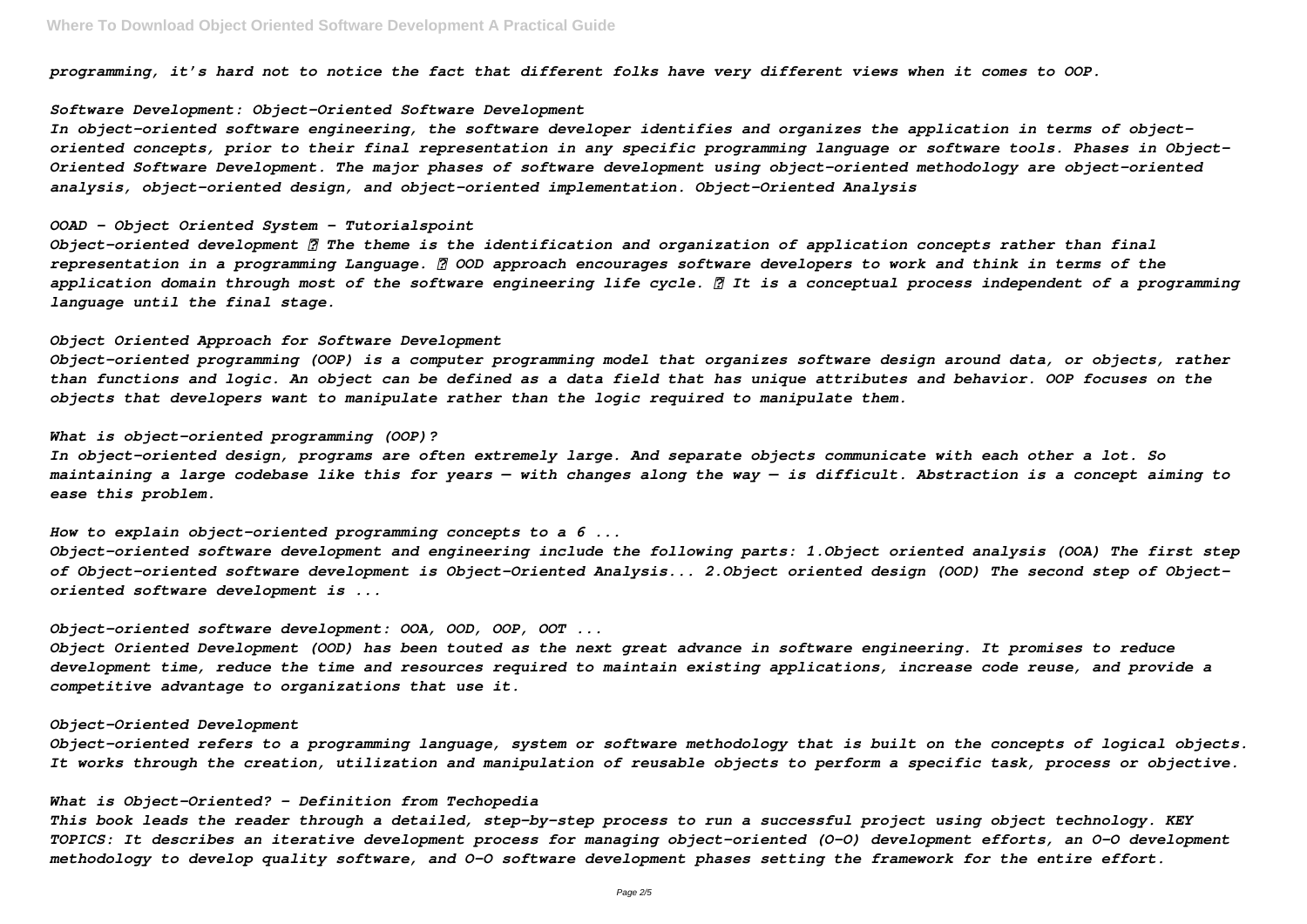*programming, it's hard not to notice the fact that different folks have very different views when it comes to OOP.*

*Software Development: Object-Oriented Software Development*

*In object-oriented software engineering, the software developer identifies and organizes the application in terms of object-oriented concepts, prior to their final representation in any specific programming language or software tools. Phases in Object-Oriented Software Development. The major phases of software development using object-oriented methodology are object-oriented analysis, object-oriented design, and object-oriented implementation. Object-Oriented Analysis*

*OOAD - Object Oriented System - Tutorialspoint*

*Object-oriented development  The theme is the identification and organization of application concepts rather than final representation in a programming Language.  OOD approach encourages software developers to work and think in terms of the application domain through most of the software engineering life cycle.  It is a conceptual process independent of a programming language until the final stage.*

*Object Oriented Approach for Software Development*

*Object-oriented programming (OOP) is a computer programming model that organizes software design around data, or objects, rather than functions and logic. An object can be defined as a data field that has unique attributes and behavior. OOP focuses on the objects that developers want to manipulate rather than the logic required to manipulate them.*

*What is object-oriented programming (OOP)?*

*In object-oriented design, programs are often extremely large. And separate objects communicate with each other a lot. So maintaining a large codebase like this for years — with changes along the way — is difficult. Abstraction is a concept aiming to ease this problem.*

*How to explain object-oriented programming concepts to a 6 ...*

*Object-oriented software development and engineering include the following parts: 1.Object oriented analysis (OOA) The first step of Object-oriented software development is Object-Oriented Analysis... 2.Object oriented design (OOD) The second step of Object-oriented software development is ...*

*Object-oriented software development: OOA, OOD, OOP, OOT ...*

*Object Oriented Development (OOD) has been touted as the next great advance in software engineering. It promises to reduce development time, reduce the time and resources required to maintain existing applications, increase code reuse, and provide a competitive advantage to organizations that use it.*

*Object-Oriented Development*

*Object-oriented refers to a programming language, system or software methodology that is built on the concepts of logical objects. It works through the creation, utilization and manipulation of reusable objects to perform a specific task, process or objective.*

*What is Object-Oriented? - Definition from Techopedia*

*This book leads the reader through a detailed, step-by-step process to run a successful project using object technology. KEY TOPICS: It describes an iterative development process for managing object-oriented (O-O) development efforts, an O-O development methodology to develop quality software, and O-O software development phases setting the framework for the entire effort.*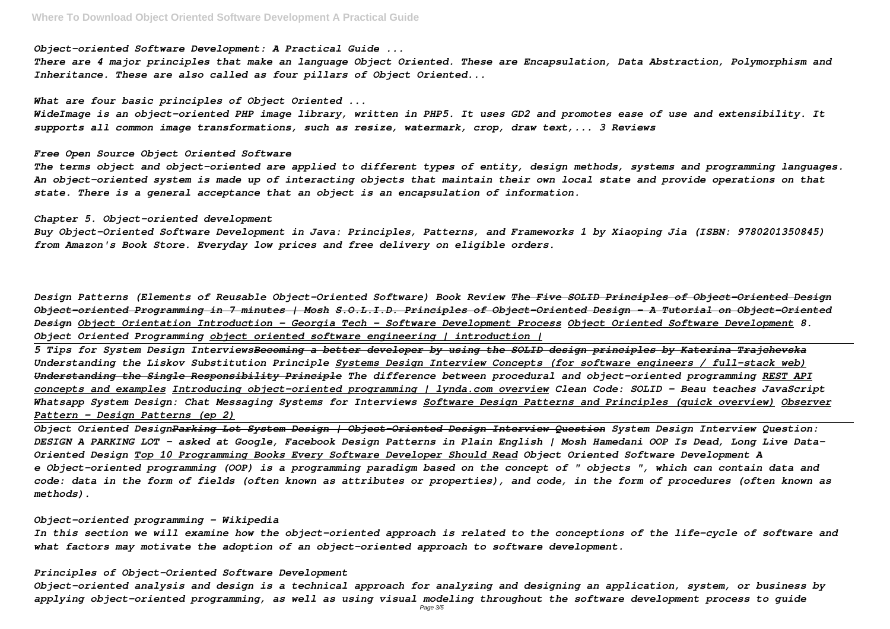*Object-oriented Software Development: A Practical Guide ...*

*There are 4 major principles that make an language Object Oriented. These are Encapsulation, Data Abstraction, Polymorphism and Inheritance. These are also called as four pillars of Object Oriented...*

*What are four basic principles of Object Oriented ...*

*WideImage is an object-oriented PHP image library, written in PHP5. It uses GD2 and promotes ease of use and extensibility. It supports all common image transformations, such as resize, watermark, crop, draw text,... 3 Reviews*

*Free Open Source Object Oriented Software*

*The terms object and object-oriented are applied to different types of entity, design methods, systems and programming languages. An object-oriented system is made up of interacting objects that maintain their own local state and provide operations on that state. There is a general acceptance that an object is an encapsulation of information.*

*Chapter 5. Object-oriented development*

*Buy Object-Oriented Software Development in Java: Principles, Patterns, and Frameworks 1 by Xiaoping Jia (ISBN: 9780201350845) from Amazon's Book Store. Everyday low prices and free delivery on eligible orders.*

*Design Patterns (Elements of Reusable Object-Oriented Software) Book Review ~~The Five SOLID Principles of Object-Oriented Design~~ ~~Object-oriented Programming in 7 minutes | Mosh~~ ~~S.O.L.I.D. Principles of Object-Oriented Design - A Tutorial on Object-Oriented Design~~ Object Orientation Introduction - Georgia Tech - Software Development Process Object Oriented Software Development 8. Object Oriented Programming object oriented software engineering | introduction |*

*5 Tips for System Design Interviews~~Becoming a better developer by using the SOLID design principles by Katerina Trajchevska~~ Understanding the Liskov Substitution Principle Systems Design Interview Concepts (for software engineers / full-stack web) ~~Understanding the Single Responsibility Principle~~ The difference between procedural and object-oriented programming REST API concepts and examples Introducing object-oriented programming | lynda.com overview Clean Code: SOLID - Beau teaches JavaScript Whatsapp System Design: Chat Messaging Systems for Interviews Software Design Patterns and Principles (quick overview) Observer Pattern – Design Patterns (ep 2)*

*Object Oriented Design~~Parking Lot System Design | Object-Oriented Design Interview Question~~ System Design Interview Question: DESIGN A PARKING LOT - asked at Google, Facebook Design Patterns in Plain English | Mosh Hamedani OOP Is Dead, Long Live Data-Oriented Design Top 10 Programming Books Every Software Developer Should Read Object Oriented Software Development A e Object-oriented programming (OOP) is a programming paradigm based on the concept of " objects ", which can contain data and code: data in the form of fields (often known as attributes or properties), and code, in the form of procedures (often known as methods).*

*Object-oriented programming - Wikipedia*

*In this section we will examine how the object-oriented approach is related to the conceptions of the life-cycle of software and what factors may motivate the adoption of an object-oriented approach to software development.*

*Principles of Object-Oriented Software Development*

*Object-oriented analysis and design is a technical approach for analyzing and designing an application, system, or business by applying object-oriented programming, as well as using visual modeling throughout the software development process to guide*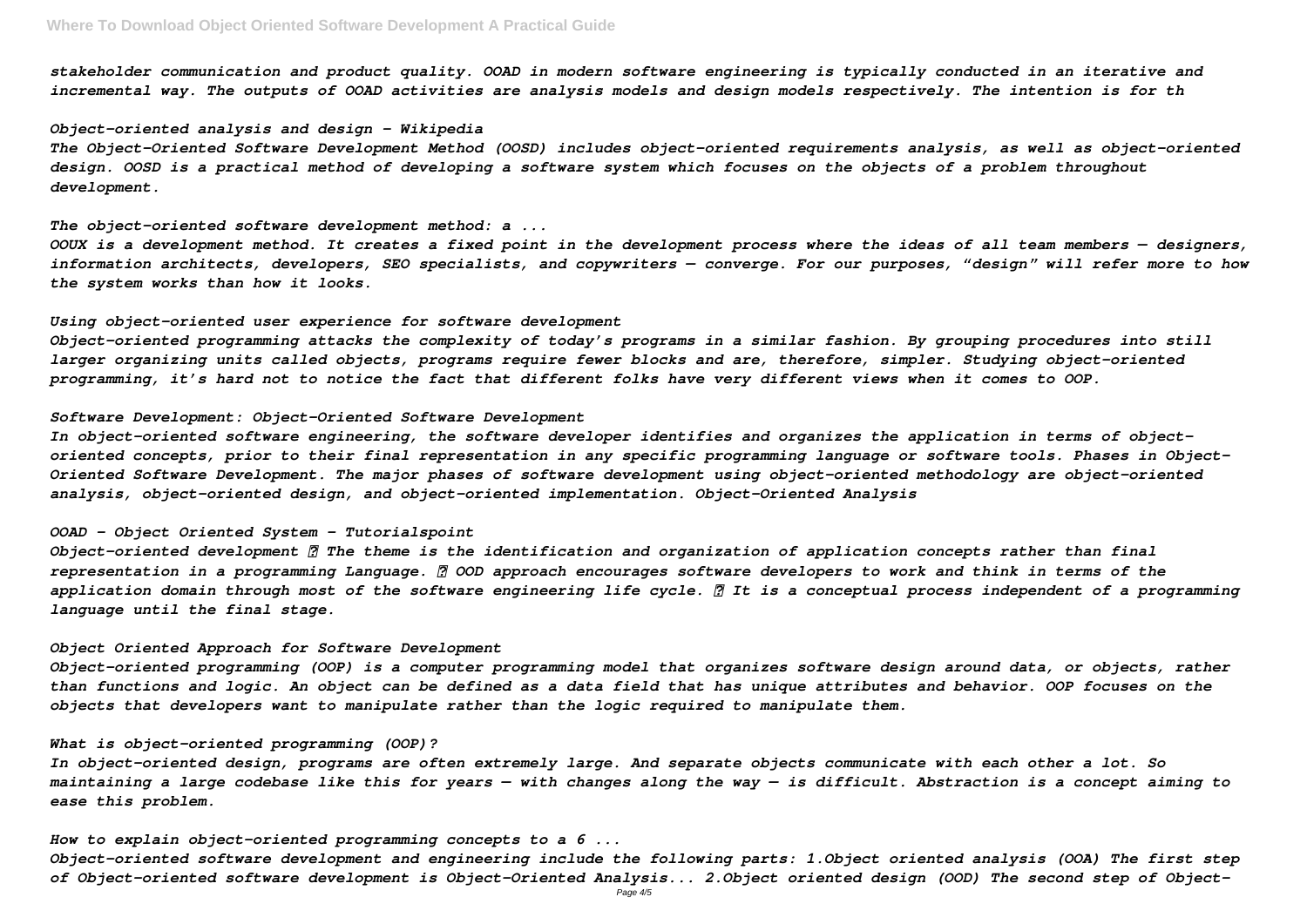*stakeholder communication and product quality. OOAD in modern software engineering is typically conducted in an iterative and incremental way. The outputs of OOAD activities are analysis models and design models respectively. The intention is for th*

*Object-oriented analysis and design - Wikipedia*

*The Object-Oriented Software Development Method (OOSD) includes object-oriented requirements analysis, as well as object-oriented design. OOSD is a practical method of developing a software system which focuses on the objects of a problem throughout development.*

*The object-oriented software development method: a ...*

*OOUX is a development method. It creates a fixed point in the development process where the ideas of all team members — designers, information architects, developers, SEO specialists, and copywriters — converge. For our purposes, "design" will refer more to how the system works than how it looks.*

*Using object-oriented user experience for software development*

*Object-oriented programming attacks the complexity of today's programs in a similar fashion. By grouping procedures into still larger organizing units called objects, programs require fewer blocks and are, therefore, simpler. Studying object-oriented programming, it's hard not to notice the fact that different folks have very different views when it comes to OOP.*

*Software Development: Object-Oriented Software Development*

*In object-oriented software engineering, the software developer identifies and organizes the application in terms of object-oriented concepts, prior to their final representation in any specific programming language or software tools. Phases in Object-Oriented Software Development. The major phases of software development using object–oriented methodology are object-oriented analysis, object-oriented design, and object-oriented implementation. Object–Oriented Analysis*

*OOAD - Object Oriented System - Tutorialspoint*

*Object-oriented development  The theme is the identification and organization of application concepts rather than final representation in a programming Language.  OOD approach encourages software developers to work and think in terms of the application domain through most of the software engineering life cycle.  It is a conceptual process independent of a programming language until the final stage.*

*Object Oriented Approach for Software Development*

*Object-oriented programming (OOP) is a computer programming model that organizes software design around data, or objects, rather than functions and logic. An object can be defined as a data field that has unique attributes and behavior. OOP focuses on the objects that developers want to manipulate rather than the logic required to manipulate them.*

*What is object-oriented programming (OOP)?*

*In object-oriented design, programs are often extremely large. And separate objects communicate with each other a lot. So maintaining a large codebase like this for years — with changes along the way — is difficult. Abstraction is a concept aiming to ease this problem.*

*How to explain object-oriented programming concepts to a 6 ...*

*Object-oriented software development and engineering include the following parts: 1.Object oriented analysis (OOA) The first step of Object-oriented software development is Object-Oriented Analysis... 2.Object oriented design (OOD) The second step of Object-*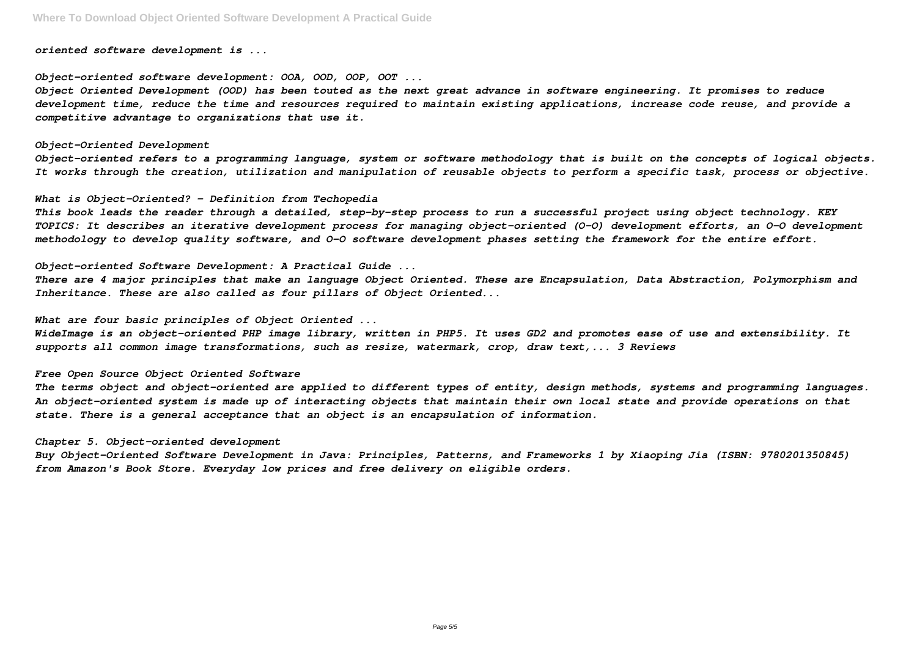*oriented software development is ...*

*Object-oriented software development: OOA, OOD, OOP, OOT ...*

*Object Oriented Development (OOD) has been touted as the next great advance in software engineering. It promises to reduce development time, reduce the time and resources required to maintain existing applications, increase code reuse, and provide a competitive advantage to organizations that use it.*

*Object-Oriented Development*

*Object-oriented refers to a programming language, system or software methodology that is built on the concepts of logical objects. It works through the creation, utilization and manipulation of reusable objects to perform a specific task, process or objective.*

*What is Object-Oriented? - Definition from Techopedia*

*This book leads the reader through a detailed, step-by-step process to run a successful project using object technology. KEY TOPICS: It describes an iterative development process for managing object-oriented (O-O) development efforts, an O-O development methodology to develop quality software, and O-O software development phases setting the framework for the entire effort.*

*Object-oriented Software Development: A Practical Guide ...*

*There are 4 major principles that make an language Object Oriented. These are Encapsulation, Data Abstraction, Polymorphism and Inheritance. These are also called as four pillars of Object Oriented...*

*What are four basic principles of Object Oriented ...*

*WideImage is an object-oriented PHP image library, written in PHP5. It uses GD2 and promotes ease of use and extensibility. It supports all common image transformations, such as resize, watermark, crop, draw text,... 3 Reviews*

*Free Open Source Object Oriented Software*

*The terms object and object-oriented are applied to different types of entity, design methods, systems and programming languages. An object-oriented system is made up of interacting objects that maintain their own local state and provide operations on that state. There is a general acceptance that an object is an encapsulation of information.*

*Chapter 5. Object-oriented development*

*Buy Object-Oriented Software Development in Java: Principles, Patterns, and Frameworks 1 by Xiaoping Jia (ISBN: 9780201350845) from Amazon's Book Store. Everyday low prices and free delivery on eligible orders.*